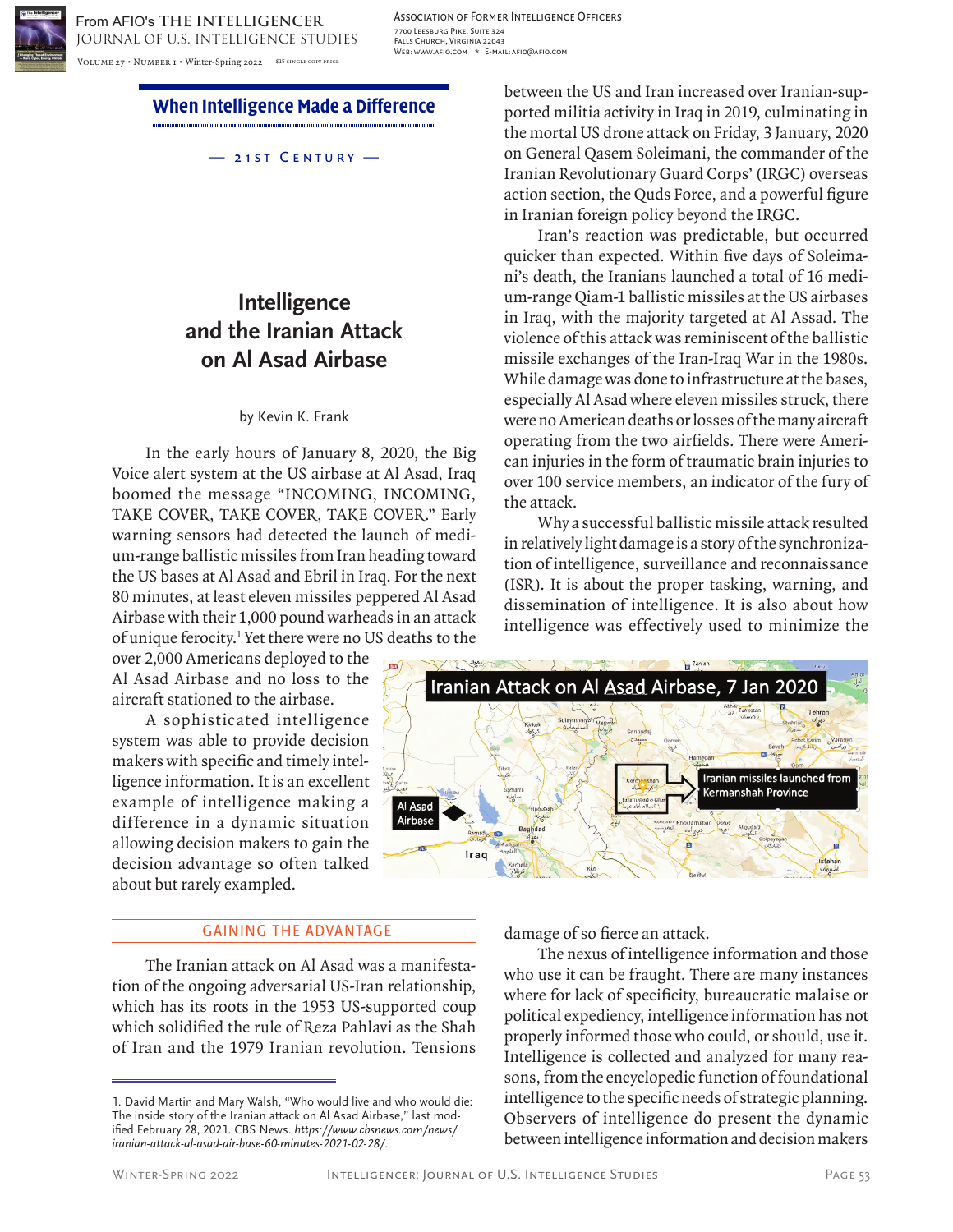When Intelligence Made a Difference

— 21st Century —

# Intelligence and the Iranian Attack on Al Asad Airbase

by Kevin K. Frank

In the early hours of January 8, 2020, the Big Voice alert system at the US airbase at Al Asad, Iraq boomed the message "INCOMING, INCOMING, TAKE COVER, TAKE COVER, TAKE COVER." Early warning sensors had detected the launch of medium-range ballistic missiles from Iran heading toward the US bases at Al Asad and Ebril in Iraq. For the next 80 minutes, at least eleven missiles peppered Al Asad Airbase with their 1,000 pound warheads in an attack of unique ferocity.[1] Yet there were no US deaths to the over 2,000 Americans deployed to the Al Asad Airbase and no loss to the aircraft stationed to the airbase.

A sophisticated intelligence system was able to provide decision makers with specific and timely intelligence information. It is an excellent example of intelligence making a difference in a dynamic situation allowing decision makers to gain the decision advantage so often talked about but rarely exampled.

## GAINING THE ADVANTAGE

The Iranian attack on Al Asad was a manifestation of the ongoing adversarial US-Iran relationship, which has its roots in the 1953 US-supported coup which solidified the rule of Reza Pahlavi as the Shah of Iran and the 1979 Iranian revolution. Tensions between the US and Iran increased over Iranian-supported militia activity in Iraq in 2019, culminating in the mortal US drone attack on Friday, 3 January, 2020 on General Qasem Soleimani, the commander of the Iranian Revolutionary Guard Corps' (IRGC) overseas action section, the Quds Force, and a powerful figure in Iranian foreign policy beyond the IRGC.

Iran's reaction was predictable, but occurred quicker than expected. Within five days of Soleimani's death, the Iranians launched a total of 16 medium-range Qiam-1 ballistic missiles at the US airbases in Iraq, with the majority targeted at Al Assad. The violence of this attack was reminiscent of the ballistic missile exchanges of the Iran-Iraq War in the 1980s. While damage was done to infrastructure at the bases, especially Al Asad where eleven missiles struck, there were no American deaths or losses of the many aircraft operating from the two airfields. There were American injuries in the form of traumatic brain injuries to over 100 service members, an indicator of the fury of the attack.

Why a successful ballistic missile attack resulted in relatively light damage is a story of the synchronization of intelligence, surveillance and reconnaissance (ISR). It is about the proper tasking, warning, and dissemination of intelligence. It is also about how intelligence was effectively used to minimize the damage of so fierce an attack.

Iranian Attack on Al Asad Airbase, 7 Jan 2020

The nexus of intelligence information and those who use it can be fraught. There are many instances where for lack of specificity, bureaucratic malaise or political expediency, intelligence information has not properly informed those who could, or should, use it. Intelligence is collected and analyzed for many reasons, from the encyclopedic function of foundational intelligence to the specific needs of strategic planning. Observers of intelligence do present the dynamic between intelligence information and decision makers

1. David Martin and Mary Walsh, "Who would live and who would die: The inside story of the Iranian attack on Al Asad Airbase," last modified February 28, 2021. CBS News. *https://www.cbsnews.com/news/iranian-attack-al-asad-air-base-60-minutes-2021-02-28/*.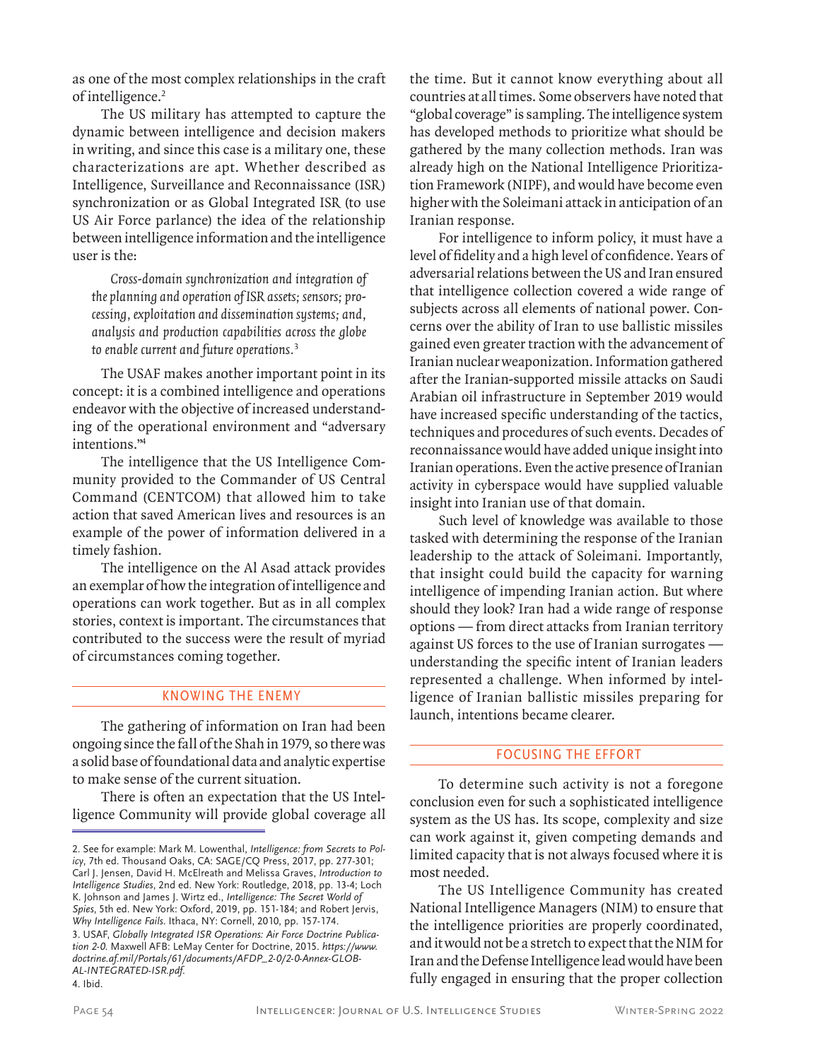as one of the most complex relationships in the craft of intelligence.[2]

The US military has attempted to capture the dynamic between intelligence and decision makers in writing, and since this case is a military one, these characterizations are apt. Whether described as Intelligence, Surveillance and Reconnaissance (ISR) synchronization or as Global Integrated ISR (to use US Air Force parlance) the idea of the relationship between intelligence information and the intelligence user is the:

> *Cross-domain synchronization and integration of the planning and operation of ISR assets; sensors; processing, exploitation and dissemination systems; and, analysis and production capabilities across the globe to enable current and future operations.*[3]

The USAF makes another important point in its concept: it is a combined intelligence and operations endeavor with the objective of increased understanding of the operational environment and "adversary intentions."[4]

The intelligence that the US Intelligence Community provided to the Commander of US Central Command (CENTCOM) that allowed him to take action that saved American lives and resources is an example of the power of information delivered in a timely fashion.

The intelligence on the Al Asad attack provides an exemplar of how the integration of intelligence and operations can work together. But as in all complex stories, context is important. The circumstances that contributed to the success were the result of myriad of circumstances coming together.

## KNOWING THE ENEMY

The gathering of information on Iran had been ongoing since the fall of the Shah in 1979, so there was a solid base of foundational data and analytic expertise to make sense of the current situation.

There is often an expectation that the US Intelligence Community will provide global coverage all the time. But it cannot know everything about all countries at all times. Some observers have noted that "global coverage" is sampling. The intelligence system has developed methods to prioritize what should be gathered by the many collection methods. Iran was already high on the National Intelligence Prioritization Framework (NIPF), and would have become even higher with the Soleimani attack in anticipation of an Iranian response.

For intelligence to inform policy, it must have a level of fidelity and a high level of confidence. Years of adversarial relations between the US and Iran ensured that intelligence collection covered a wide range of subjects across all elements of national power. Concerns over the ability of Iran to use ballistic missiles gained even greater traction with the advancement of Iranian nuclear weaponization. Information gathered after the Iranian-supported missile attacks on Saudi Arabian oil infrastructure in September 2019 would have increased specific understanding of the tactics, techniques and procedures of such events. Decades of reconnaissance would have added unique insight into Iranian operations. Even the active presence of Iranian activity in cyberspace would have supplied valuable insight into Iranian use of that domain.

Such level of knowledge was available to those tasked with determining the response of the Iranian leadership to the attack of Soleimani. Importantly, that insight could build the capacity for warning intelligence of impending Iranian action. But where should they look? Iran had a wide range of response options — from direct attacks from Iranian territory against US forces to the use of Iranian surrogates — understanding the specific intent of Iranian leaders represented a challenge. When informed by intelligence of Iranian ballistic missiles preparing for launch, intentions became clearer.

## FOCUSING THE EFFORT

To determine such activity is not a foregone conclusion even for such a sophisticated intelligence system as the US has. Its scope, complexity and size can work against it, given competing demands and limited capacity that is not always focused where it is most needed.

The US Intelligence Community has created National Intelligence Managers (NIM) to ensure that the intelligence priorities are properly coordinated, and it would not be a stretch to expect that the NIM for Iran and the Defense Intelligence lead would have been fully engaged in ensuring that the proper collection

---

2. See for example: Mark M. Lowenthal, *Intelligence: from Secrets to Policy*, 7th ed. Thousand Oaks, CA: SAGE/CQ Press, 2017, pp. 277-301; Carl J. Jensen, David H. McElreath and Melissa Graves, *Introduction to Intelligence Studies*, 2nd ed. New York: Routledge, 2018, pp. 13-4; Loch K. Johnson and James J. Wirtz ed., *Intelligence: The Secret World of Spies*, 5th ed. New York: Oxford, 2019, pp. 151-184; and Robert Jervis, *Why Intelligence Fails*. Ithaca, NY: Cornell, 2010, pp. 157-174.

3. USAF, *Globally Integrated ISR Operations: Air Force Doctrine Publication 2-0*. Maxwell AFB: LeMay Center for Doctrine, 2015. *https://www.doctrine.af.mil/Portals/61/documents/AFDP_2-0/2-0-Annex-GLOBAL-INTEGRATED-ISR.pdf.*

4. Ibid.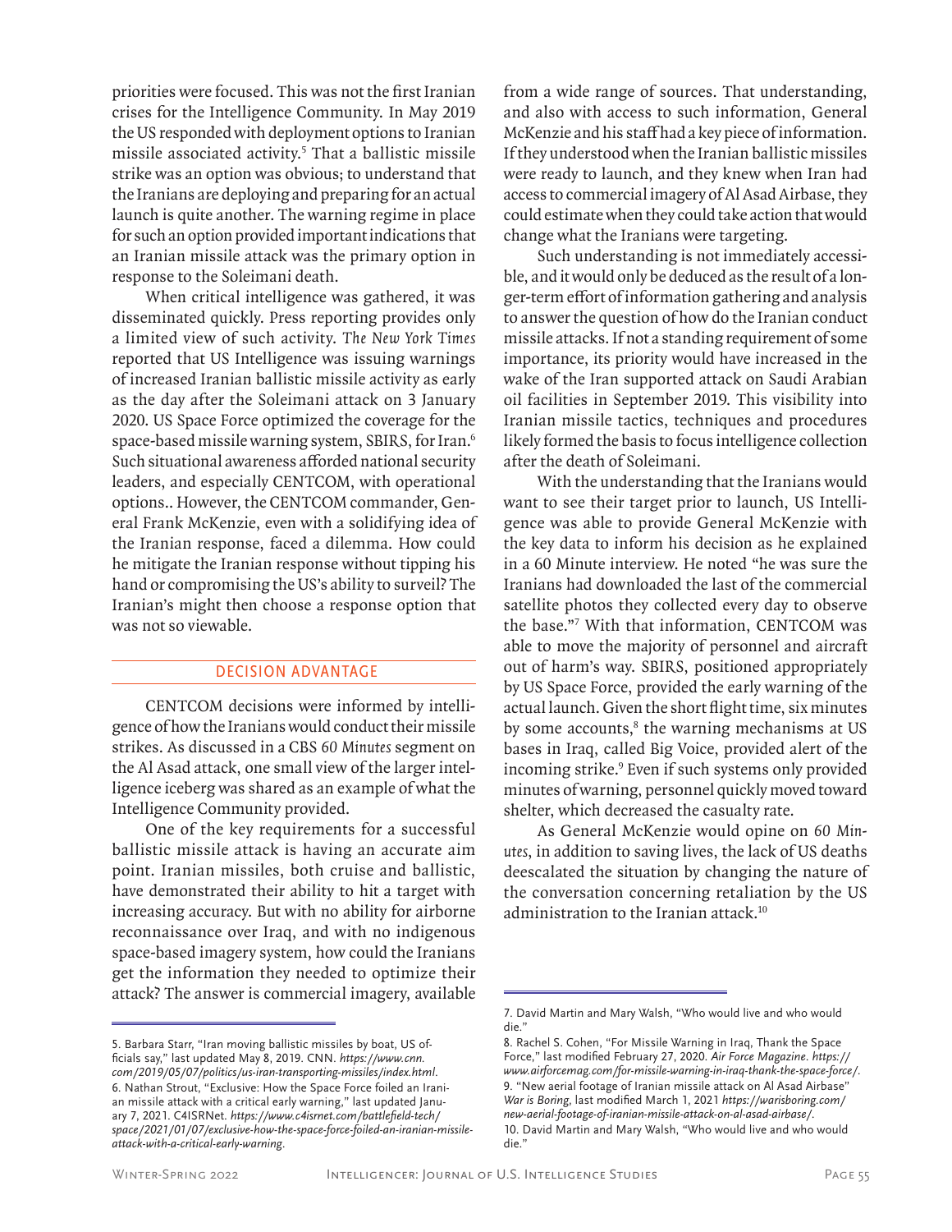priorities were focused. This was not the first Iranian crises for the Intelligence Community. In May 2019 the US responded with deployment options to Iranian missile associated activity.[5] That a ballistic missile strike was an option was obvious; to understand that the Iranians are deploying and preparing for an actual launch is quite another. The warning regime in place for such an option provided important indications that an Iranian missile attack was the primary option in response to the Soleimani death.

When critical intelligence was gathered, it was disseminated quickly. Press reporting provides only a limited view of such activity. *The New York Times* reported that US Intelligence was issuing warnings of increased Iranian ballistic missile activity as early as the day after the Soleimani attack on 3 January 2020. US Space Force optimized the coverage for the space-based missile warning system, SBIRS, for Iran.[6] Such situational awareness afforded national security leaders, and especially CENTCOM, with operational options.. However, the CENTCOM commander, General Frank McKenzie, even with a solidifying idea of the Iranian response, faced a dilemma. How could he mitigate the Iranian response without tipping his hand or compromising the US's ability to surveil? The Iranian's might then choose a response option that was not so viewable.

## DECISION ADVANTAGE

CENTCOM decisions were informed by intelligence of how the Iranians would conduct their missile strikes. As discussed in a CBS *60 Minutes* segment on the Al Asad attack, one small view of the larger intelligence iceberg was shared as an example of what the Intelligence Community provided.

One of the key requirements for a successful ballistic missile attack is having an accurate aim point. Iranian missiles, both cruise and ballistic, have demonstrated their ability to hit a target with increasing accuracy. But with no ability for airborne reconnaissance over Iraq, and with no indigenous space-based imagery system, how could the Iranians get the information they needed to optimize their attack? The answer is commercial imagery, available from a wide range of sources. That understanding, and also with access to such information, General McKenzie and his staff had a key piece of information. If they understood when the Iranian ballistic missiles were ready to launch, and they knew when Iran had access to commercial imagery of Al Asad Airbase, they could estimate when they could take action that would change what the Iranians were targeting.

Such understanding is not immediately accessible, and it would only be deduced as the result of a longer-term effort of information gathering and analysis to answer the question of how do the Iranian conduct missile attacks. If not a standing requirement of some importance, its priority would have increased in the wake of the Iran supported attack on Saudi Arabian oil facilities in September 2019. This visibility into Iranian missile tactics, techniques and procedures likely formed the basis to focus intelligence collection after the death of Soleimani.

With the understanding that the Iranians would want to see their target prior to launch, US Intelligence was able to provide General McKenzie with the key data to inform his decision as he explained in a 60 Minute interview. He noted "he was sure the Iranians had downloaded the last of the commercial satellite photos they collected every day to observe the base."[7] With that information, CENTCOM was able to move the majority of personnel and aircraft out of harm's way. SBIRS, positioned appropriately by US Space Force, provided the early warning of the actual launch. Given the short flight time, six minutes by some accounts,[8] the warning mechanisms at US bases in Iraq, called Big Voice, provided alert of the incoming strike.[9] Even if such systems only provided minutes of warning, personnel quickly moved toward shelter, which decreased the casualty rate.

As General McKenzie would opine on *60 Minutes*, in addition to saving lives, the lack of US deaths deescalated the situation by changing the nature of the conversation concerning retaliation by the US administration to the Iranian attack.[10]

---

5. Barbara Starr, "Iran moving ballistic missiles by boat, US officials say," last updated May 8, 2019. CNN. *https://www.cnn.com/2019/05/07/politics/us-iran-transporting-missiles/index.html*.
6. Nathan Strout, "Exclusive: How the Space Force foiled an Iranian missile attack with a critical early warning," last updated January 7, 2021. C4ISRNet. *https://www.c4isrnet.com/battlefield-tech/space/2021/01/07/exclusive-how-the-space-force-foiled-an-iranian-missile-attack-with-a-critical-early-warning*.
7. David Martin and Mary Walsh, "Who would live and who would die."
8. Rachel S. Cohen, "For Missile Warning in Iraq, Thank the Space Force," last modified February 27, 2020. *Air Force Magazine. https://www.airforcemag.com/for-missile-warning-in-iraq-thank-the-space-force/*.
9. "New aerial footage of Iranian missile attack on Al Asad Airbase" *War is Boring*, last modified March 1, 2021 *https://warisboring.com/new-aerial-footage-of-iranian-missile-attack-on-al-asad-airbase/*.
10. David Martin and Mary Walsh, "Who would live and who would die."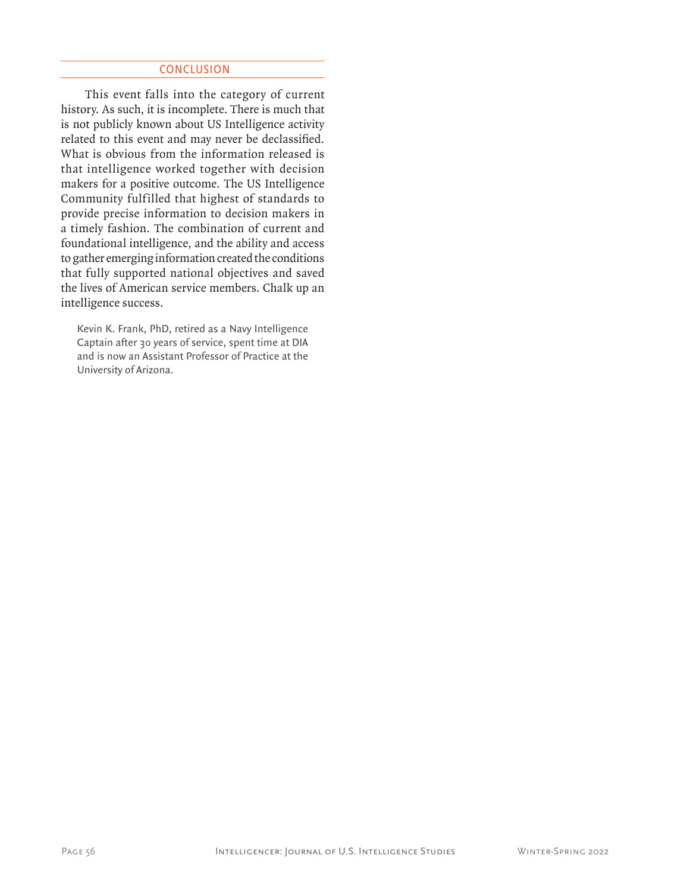## CONCLUSION

This event falls into the category of current history. As such, it is incomplete. There is much that is not publicly known about US Intelligence activity related to this event and may never be declassified. What is obvious from the information released is that intelligence worked together with decision makers for a positive outcome. The US Intelligence Community fulfilled that highest of standards to provide precise information to decision makers in a timely fashion. The combination of current and foundational intelligence, and the ability and access to gather emerging information created the conditions that fully supported national objectives and saved the lives of American service members. Chalk up an intelligence success.

Kevin K. Frank, PhD, retired as a Navy Intelligence Captain after 30 years of service, spent time at DIA and is now an Assistant Professor of Practice at the University of Arizona.